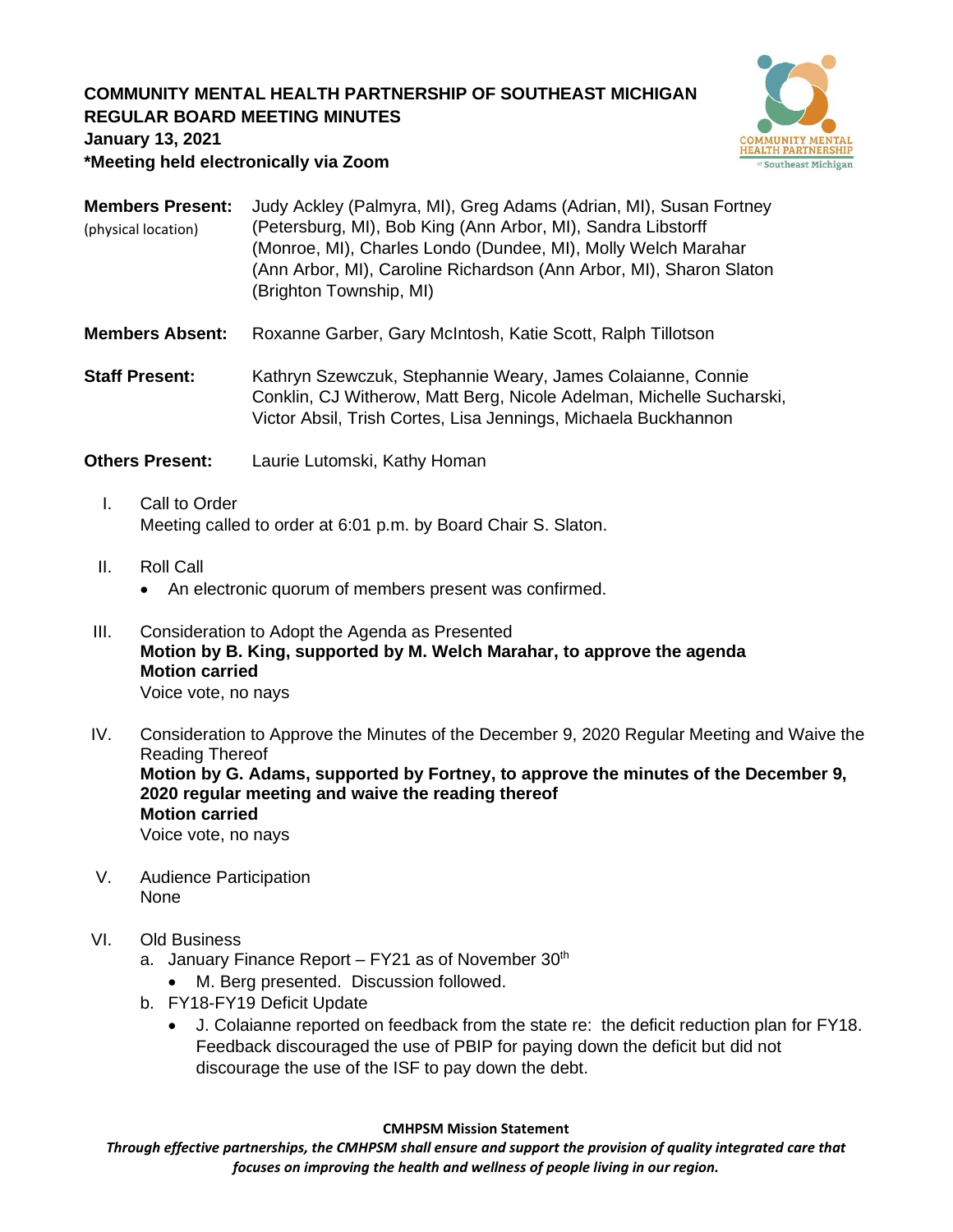**COMMUNITY MENTAL HEALTH PARTNERSHIP OF SOUTHEAST MICHIGAN**
**REGULAR BOARD MEETING MINUTES**
**January 13, 2021**
***Meeting held electronically via Zoom**

**Members Present:** (physical location) Judy Ackley (Palmyra, MI), Greg Adams (Adrian, MI), Susan Fortney (Petersburg, MI), Bob King (Ann Arbor, MI), Sandra Libstorff (Monroe, MI), Charles Londo (Dundee, MI), Molly Welch Marahar (Ann Arbor, MI), Caroline Richardson (Ann Arbor, MI), Sharon Slaton (Brighton Township, MI)

**Members Absent:** Roxanne Garber, Gary McIntosh, Katie Scott, Ralph Tillotson

**Staff Present:** Kathryn Szewczuk, Stephannie Weary, James Colaianne, Connie Conklin, CJ Witherow, Matt Berg, Nicole Adelman, Michelle Sucharski, Victor Absil, Trish Cortes, Lisa Jennings, Michaela Buckhannon

**Others Present:** Laurie Lutomski, Kathy Homan

I. Call to Order
Meeting called to order at 6:01 p.m. by Board Chair S. Slaton.

II. Roll Call
- An electronic quorum of members present was confirmed.

III. Consideration to Adopt the Agenda as Presented
**Motion by B. King, supported by M. Welch Marahar, to approve the agenda**
**Motion carried**
Voice vote, no nays

IV. Consideration to Approve the Minutes of the December 9, 2020 Regular Meeting and Waive the Reading Thereof
**Motion by G. Adams, supported by Fortney, to approve the minutes of the December 9, 2020 regular meeting and waive the reading thereof**
**Motion carried**
Voice vote, no nays

V. Audience Participation
None

VI. Old Business
a. January Finance Report – FY21 as of November 30th
   - M. Berg presented. Discussion followed.

b. FY18-FY19 Deficit Update
   - J. Colaianne reported on feedback from the state re: the deficit reduction plan for FY18. Feedback discouraged the use of PBIP for paying down the deficit but did not discourage the use of the ISF to pay down the debt.

**CMHPSM Mission Statement**
***Through effective partnerships, the CMHPSM shall ensure and support the provision of quality integrated care that focuses on improving the health and wellness of people living in our region.***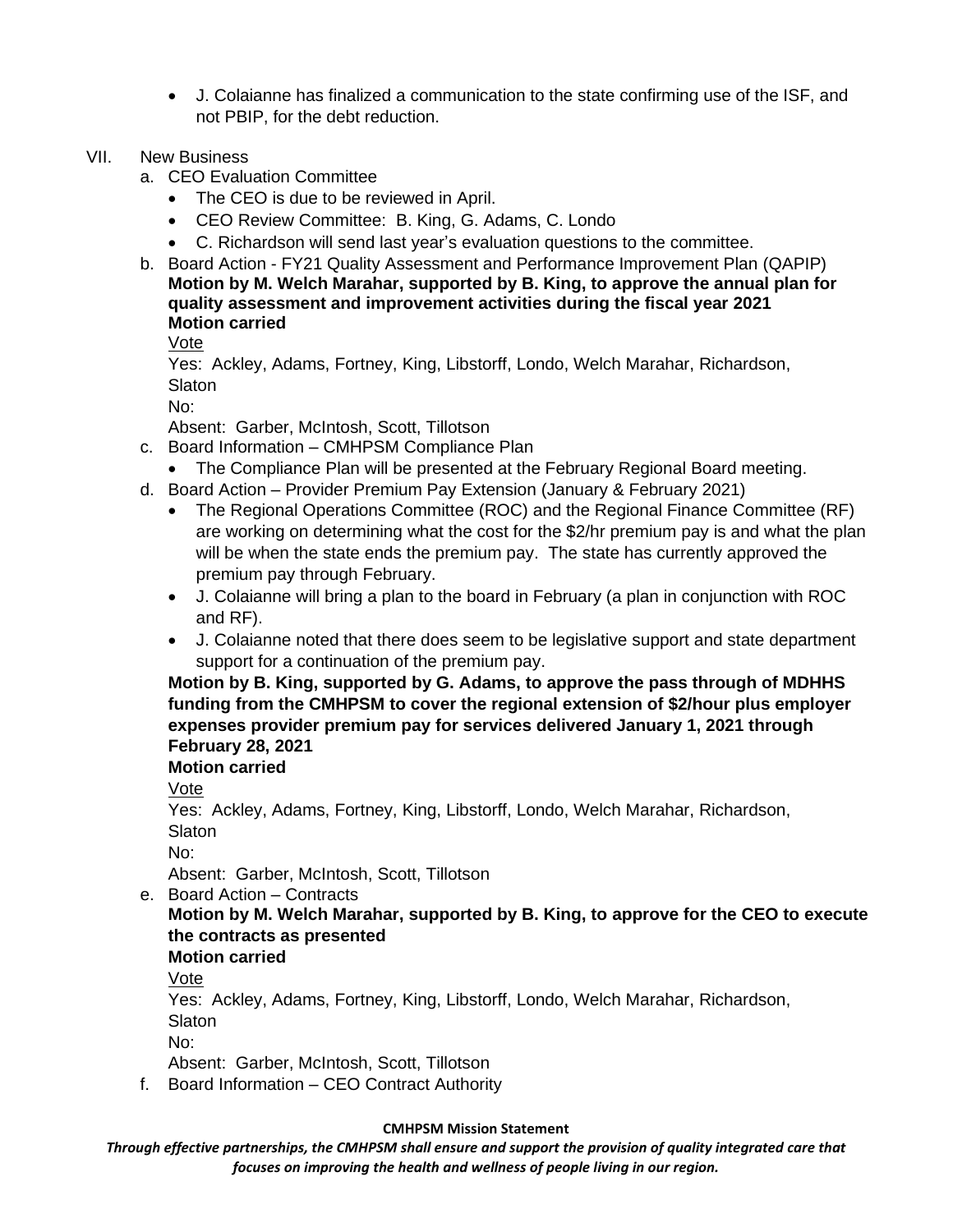- J. Colaianne has finalized a communication to the state confirming use of the ISF, and not PBIP, for the debt reduction.

VII. New Business

a. CEO Evaluation Committee
   - The CEO is due to be reviewed in April.
   - CEO Review Committee: B. King, G. Adams, C. Londo
   - C. Richardson will send last year's evaluation questions to the committee.

b. Board Action - FY21 Quality Assessment and Performance Improvement Plan (QAPIP)

   **Motion by M. Welch Marahar, supported by B. King, to approve the annual plan for quality assessment and improvement activities during the fiscal year 2021**
   **Motion carried**

   <u>Vote</u>
   Yes: Ackley, Adams, Fortney, King, Libstorff, Londo, Welch Marahar, Richardson, Slaton
   No:
   Absent: Garber, McIntosh, Scott, Tillotson

c. Board Information – CMHPSM Compliance Plan
   - The Compliance Plan will be presented at the February Regional Board meeting.

d. Board Action – Provider Premium Pay Extension (January & February 2021)
   - The Regional Operations Committee (ROC) and the Regional Finance Committee (RF) are working on determining what the cost for the $2/hr premium pay is and what the plan will be when the state ends the premium pay. The state has currently approved the premium pay through February.
   - J. Colaianne will bring a plan to the board in February (a plan in conjunction with ROC and RF).
   - J. Colaianne noted that there does seem to be legislative support and state department support for a continuation of the premium pay.

   **Motion by B. King, supported by G. Adams, to approve the pass through of MDHHS funding from the CMHPSM to cover the regional extension of $2/hour plus employer expenses provider premium pay for services delivered January 1, 2021 through February 28, 2021**
   **Motion carried**

   <u>Vote</u>
   Yes: Ackley, Adams, Fortney, King, Libstorff, Londo, Welch Marahar, Richardson, Slaton
   No:
   Absent: Garber, McIntosh, Scott, Tillotson

e. Board Action – Contracts

   **Motion by M. Welch Marahar, supported by B. King, to approve for the CEO to execute the contracts as presented**
   **Motion carried**

   <u>Vote</u>
   Yes: Ackley, Adams, Fortney, King, Libstorff, Londo, Welch Marahar, Richardson, Slaton
   No:
   Absent: Garber, McIntosh, Scott, Tillotson

f. Board Information – CEO Contract Authority

**CMHPSM Mission Statement**

***Through effective partnerships, the CMHPSM shall ensure and support the provision of quality integrated care that focuses on improving the health and wellness of people living in our region.***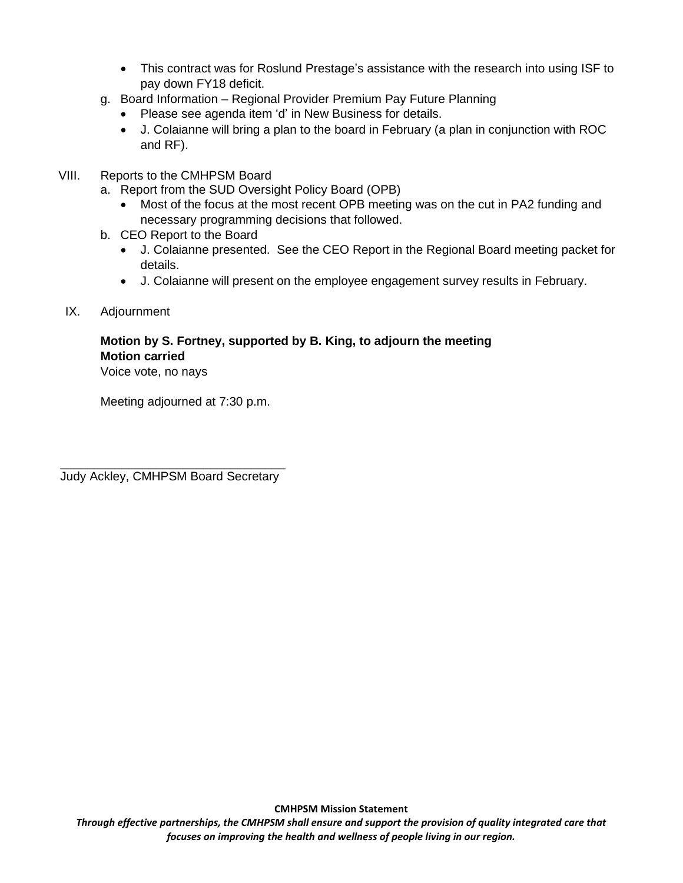- This contract was for Roslund Prestage's assistance with the research into using ISF to pay down FY18 deficit.

g. Board Information – Regional Provider Premium Pay Future Planning
   - Please see agenda item 'd' in New Business for details.
   - J. Colaianne will bring a plan to the board in February (a plan in conjunction with ROC and RF).

VIII. Reports to the CMHPSM Board

a. Report from the SUD Oversight Policy Board (OPB)
   - Most of the focus at the most recent OPB meeting was on the cut in PA2 funding and necessary programming decisions that followed.

b. CEO Report to the Board
   - J. Colaianne presented. See the CEO Report in the Regional Board meeting packet for details.
   - J. Colaianne will present on the employee engagement survey results in February.

IX. Adjournment

**Motion by S. Fortney, supported by B. King, to adjourn the meeting**
**Motion carried**
Voice vote, no nays

Meeting adjourned at 7:30 p.m.

_________________________________
Judy Ackley, CMHPSM Board Secretary

**CMHPSM Mission Statement**
***Through effective partnerships, the CMHPSM shall ensure and support the provision of quality integrated care that focuses on improving the health and wellness of people living in our region.***